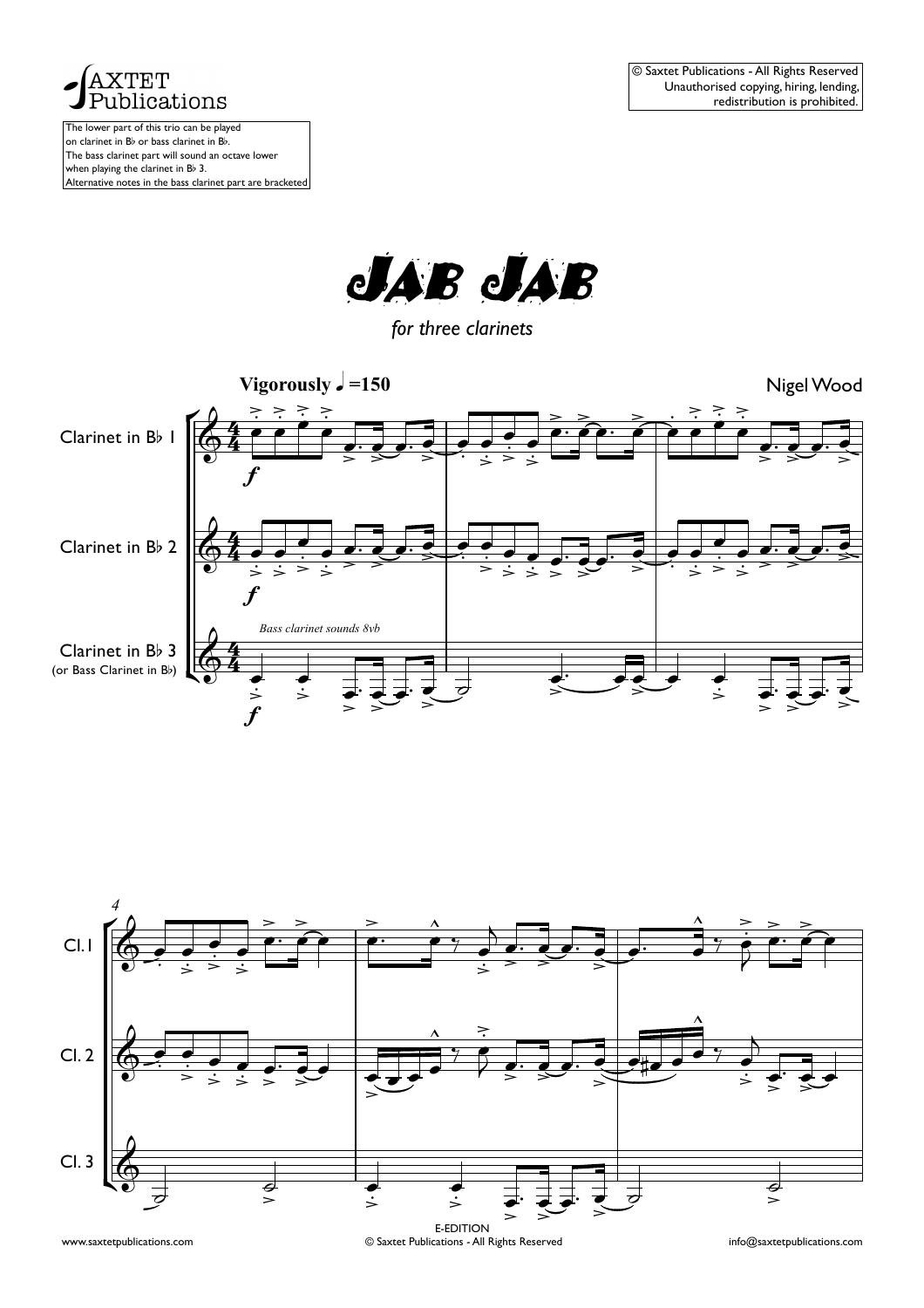SAXTET Publications

The lower part of this trio can be played on clarinet in B♭ or bass clarinet in B♭.
The bass clarinet part will sound an octave lower when playing the clarinet in B♭ 3.
Alternative notes in the bass clarinet part are bracketed

© Saxtet Publications - All Rights Reserved
Unauthorised copying, hiring, lending, redistribution is prohibited.

# JAB JAB

*for three clarinets*

**Vigorously ♩=150**

Nigel Wood

Clarinet in B♭ 1

Clarinet in B♭ 2

Clarinet in B♭ 3 (or Bass Clarinet in B♭)

*Bass clarinet sounds 8vb*

4

Cl. 1

Cl. 2

Cl. 3

www.saxtetpublications.com

E-EDITION
© Saxtet Publications - All Rights Reserved

info@saxtetpublications.com